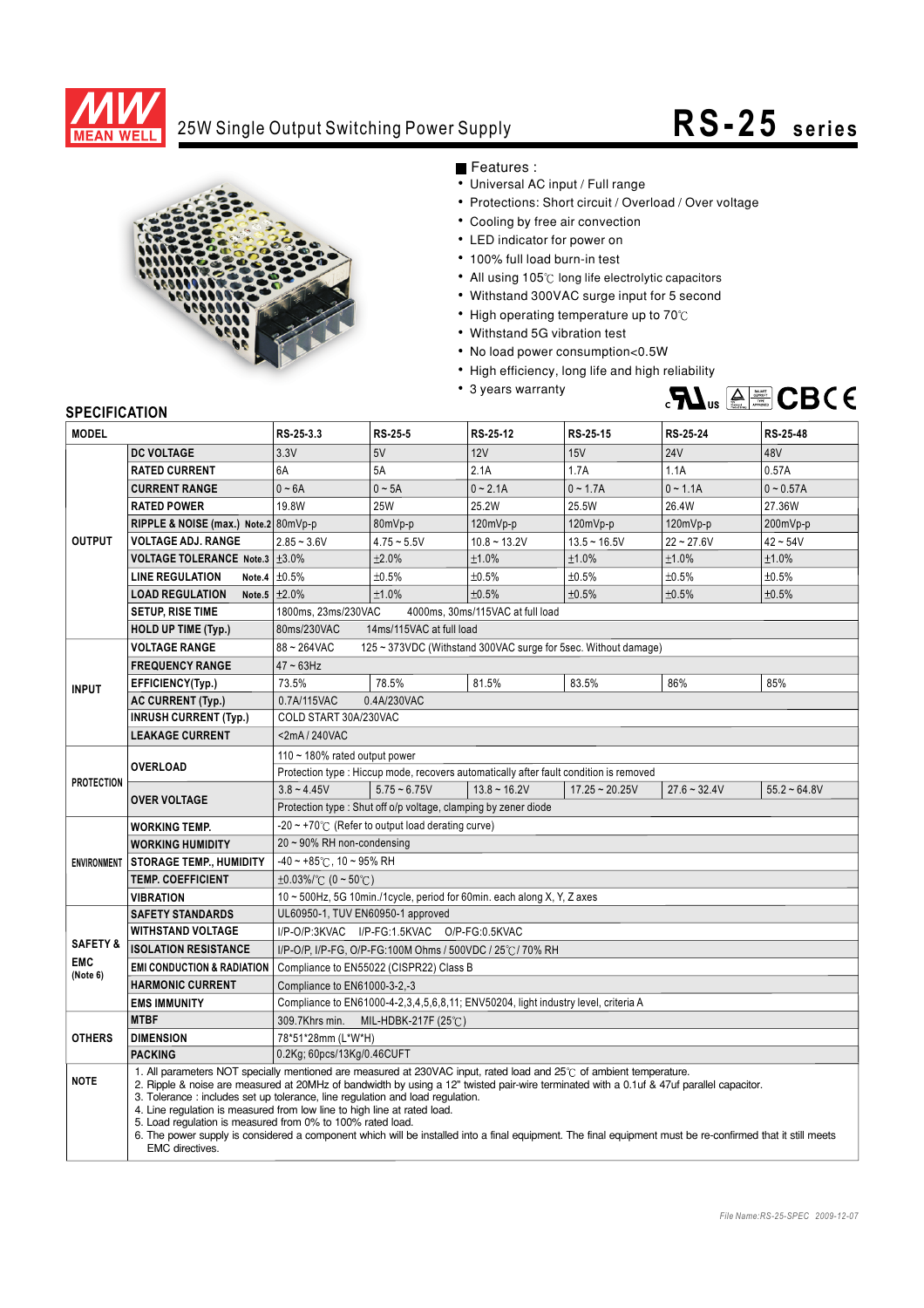# MEAN WELL

## 25W Single Output Switching Power Supply

# RS-25 series

■ Features :

- Universal AC input / Full range
- Protections: Short circuit / Overload / Over voltage
- Cooling by free air convection
- LED indicator for power on
- 100% full load burn-in test
- All using 105℃ long life electrolytic capacitors
- Withstand 300VAC surge input for 5 second
- High operating temperature up to 70℃
- Withstand 5G vibration test
- No load power consumption<0.5W
- High efficiency, long life and high reliability
- 3 years warranty

## SPECIFICATION

| MODEL | | RS-25-3.3 | RS-25-5 | RS-25-12 | RS-25-15 | RS-25-24 | RS-25-48 |
|---|---|---|---|---|---|---|---|
| OUTPUT | DC VOLTAGE | 3.3V | 5V | 12V | 15V | 24V | 48V |
| | RATED CURRENT | 6A | 5A | 2.1A | 1.7A | 1.1A | 0.57A |
| | CURRENT RANGE | 0 ~ 6A | 0 ~ 5A | 0 ~ 2.1A | 0 ~ 1.7A | 0 ~ 1.1A | 0 ~ 0.57A |
| | RATED POWER | 19.8W | 25W | 25.2W | 25.5W | 26.4W | 27.36W |
| | RIPPLE & NOISE (max.) Note.2 | 80mVp-p | 80mVp-p | 120mVp-p | 120mVp-p | 120mVp-p | 200mVp-p |
| | VOLTAGE ADJ. RANGE | 2.85 ~ 3.6V | 4.75 ~ 5.5V | 10.8 ~ 13.2V | 13.5 ~ 16.5V | 22 ~ 27.6V | 42 ~ 54V |
| | VOLTAGE TOLERANCE Note.3 | ±3.0% | ±2.0% | ±1.0% | ±1.0% | ±1.0% | ±1.0% |
| | LINE REGULATION Note.4 | ±0.5% | ±0.5% | ±0.5% | ±0.5% | ±0.5% | ±0.5% |
| | LOAD REGULATION Note.5 | ±2.0% | ±1.0% | ±0.5% | ±0.5% | ±0.5% | ±0.5% |
| | SETUP, RISE TIME | 1800ms, 23ms/230VAC 4000ms, 30ms/115VAC at full load | | | | | |
| | HOLD UP TIME (Typ.) | 80ms/230VAC 14ms/115VAC at full load | | | | | |
| INPUT | VOLTAGE RANGE | 88 ~ 264VAC 125 ~ 373VDC (Withstand 300VAC surge for 5sec. Without damage) | | | | | |
| | FREQUENCY RANGE | 47 ~ 63Hz | | | | | |
| | EFFICIENCY(Typ.) | 73.5% | 78.5% | 81.5% | 83.5% | 86% | 85% |
| | AC CURRENT (Typ.) | 0.7A/115VAC 0.4A/230VAC | | | | | |
| | INRUSH CURRENT (Typ.) | COLD START 30A/230VAC | | | | | |
| | LEAKAGE CURRENT | <2mA / 240VAC | | | | | |
| PROTECTION | OVERLOAD | 110 ~ 180% rated output power | | | | | |
| | | Protection type : Hiccup mode, recovers automatically after fault condition is removed | | | | | |
| | OVER VOLTAGE | 3.8 ~ 4.45V | 5.75 ~ 6.75V | 13.8 ~ 16.2V | 17.25 ~ 20.25V | 27.6 ~ 32.4V | 55.2 ~ 64.8V |
| | | Protection type : Shut off o/p voltage, clamping by zener diode | | | | | |
| ENVIRONMENT | WORKING TEMP. | -20 ~ +70℃ (Refer to output load derating curve) | | | | | |
| | WORKING HUMIDITY | 20 ~ 90% RH non-condensing | | | | | |
| | STORAGE TEMP., HUMIDITY | -40 ~ +85℃, 10 ~ 95% RH | | | | | |
| | TEMP. COEFFICIENT | ±0.03%/℃ (0 ~ 50℃) | | | | | |
| | VIBRATION | 10 ~ 500Hz, 5G 10min./1cycle, period for 60min. each along X, Y, Z axes | | | | | |
| SAFETY & EMC (Note 6) | SAFETY STANDARDS | UL60950-1, TUV EN60950-1 approved | | | | | |
| | WITHSTAND VOLTAGE | I/P-O/P:3KVAC I/P-FG:1.5KVAC O/P-FG:0.5KVAC | | | | | |
| | ISOLATION RESISTANCE | I/P-O/P, I/P-FG, O/P-FG:100M Ohms / 500VDC / 25℃/ 70% RH | | | | | |
| | EMI CONDUCTION & RADIATION | Compliance to EN55022 (CISPR22) Class B | | | | | |
| | HARMONIC CURRENT | Compliance to EN61000-3-2,-3 | | | | | |
| | EMS IMMUNITY | Compliance to EN61000-4-2,3,4,5,6,8,11; ENV50204, light industry level, criteria A | | | | | |
| OTHERS | MTBF | 309.7Khrs min. MIL-HDBK-217F (25℃) | | | | | |
| | DIMENSION | 78*51*28mm (L*W*H) | | | | | |
| | PACKING | 0.2Kg; 60pcs/13Kg/0.46CUFT | | | | | |

**NOTE**

1. All parameters NOT specially mentioned are measured at 230VAC input, rated load and 25℃ of ambient temperature.
2. Ripple & noise are measured at 20MHz of bandwidth by using a 12" twisted pair-wire terminated with a 0.1uf & 47uf parallel capacitor.
3. Tolerance : includes set up tolerance, line regulation and load regulation.
4. Line regulation is measured from low line to high line at rated load.
5. Load regulation is measured from 0% to 100% rated load.
6. The power supply is considered a component which will be installed into a final equipment. The final equipment must be re-confirmed that it still meets EMC directives.

*File Name:RS-25-SPEC 2009-12-07*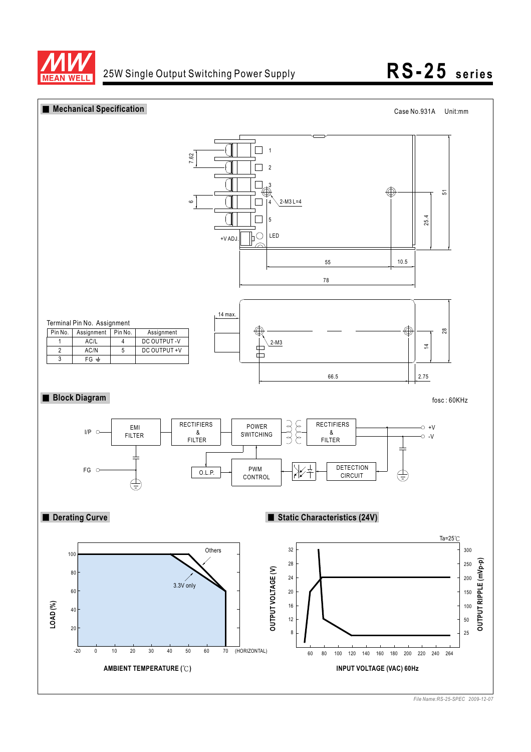# 25W Single Output Switching Power Supply

# RS-25 series

## Mechanical Specification

Case No.931A Unit:mm

7.62
6
1
2
3
4
5
2-M3 L=4
+V ADJ.
LED
51
25.4
55
10.5
78

14 max.
2-M3
28
14
66.5
2.75

Terminal Pin No. Assignment

| Pin No. | Assignment | Pin No. | Assignment |
|---|---|---|---|
| 1 | AC/L | 4 | DC OUTPUT -V |
| 2 | AC/N | 5 | DC OUTPUT +V |
| 3 | FG ⏚ | | |

## Block Diagram

fosc : 60KHz

I/P
FG
EMI FILTER
RECTIFIERS & FILTER
POWER SWITCHING
RECTIFIERS & FILTER
+V
-V
O.L.P.
PWM CONTROL
DETECTION CIRCUIT

## Derating Curve

LOAD (%)
100
80
60
40
20
Others
3.3V only
-20 0 10 20 30 40 50 60 70 (HORIZONTAL)
AMBIENT TEMPERATURE (℃)

## Static Characteristics (24V)

Ta=25℃
OUTPUT VOLTAGE (V)
32
28
24
20
16
12
8
OUTPUT RIPPLE (mVp-p)
300
250
200
150
100
50
25
60 80 100 120 140 160 180 200 220 240 264
INPUT VOLTAGE (VAC) 60Hz

*File Name:RS-25-SPEC 2009-12-07*